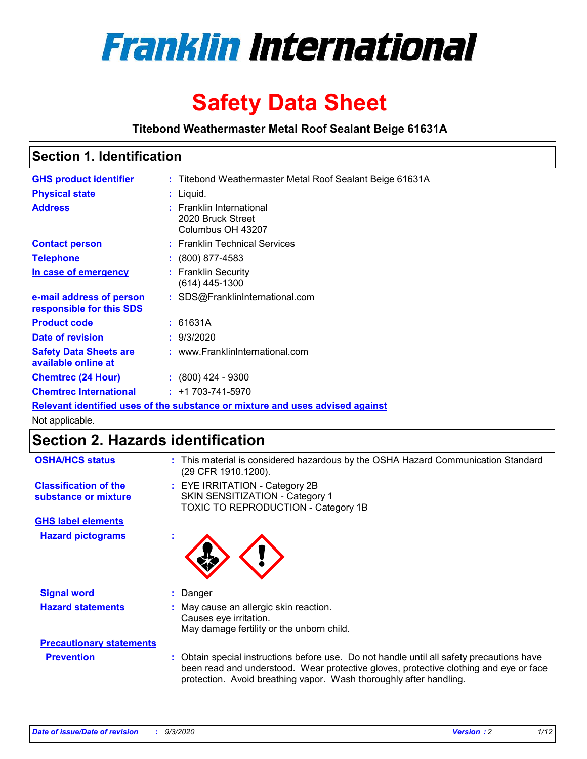# Franklin International

# Safety Data Sheet

**Titebond Weathermaster Metal Roof Sealant Beige 61631A**

## Section 1. Identification

| | | |
|---|---|---|
| **GHS product identifier** | : | Titebond Weathermaster Metal Roof Sealant Beige 61631A |
| **Physical state** | : | Liquid. |
| **Address** | : | Franklin International<br>2020 Bruck Street<br>Columbus OH 43207 |
| **Contact person** | : | Franklin Technical Services |
| **Telephone** | : | (800) 877-4583 |
| **In case of emergency** | : | Franklin Security<br>(614) 445-1300 |
| **e-mail address of person responsible for this SDS** | : | SDS@FranklinInternational.com |
| **Product code** | : | 61631A |
| **Date of revision** | : | 9/3/2020 |
| **Safety Data Sheets are available online at** | : | www.FranklinInternational.com |
| **Chemtrec (24 Hour)** | : | (800) 424 - 9300 |
| **Chemtrec International** | : | +1 703-741-5970 |

**Relevant identified uses of the substance or mixture and uses advised against**

Not applicable.

## Section 2. Hazards identification

| | | |
|---|---|---|
| **OSHA/HCS status** | : | This material is considered hazardous by the OSHA Hazard Communication Standard (29 CFR 1910.1200). |
| **Classification of the substance or mixture** | : | EYE IRRITATION - Category 2B<br>SKIN SENSITIZATION - Category 1<br>TOXIC TO REPRODUCTION - Category 1B |

**GHS label elements**

| | | |
|---|---|---|
| **Hazard pictograms** | : | |
| **Signal word** | : | Danger |
| **Hazard statements** | : | May cause an allergic skin reaction.<br>Causes eye irritation.<br>May damage fertility or the unborn child. |

**Precautionary statements**

| | | |
|---|---|---|
| **Prevention** | : | Obtain special instructions before use. Do not handle until all safety precautions have been read and understood. Wear protective gloves, protective clothing and eye or face protection. Avoid breathing vapor. Wash thoroughly after handling. |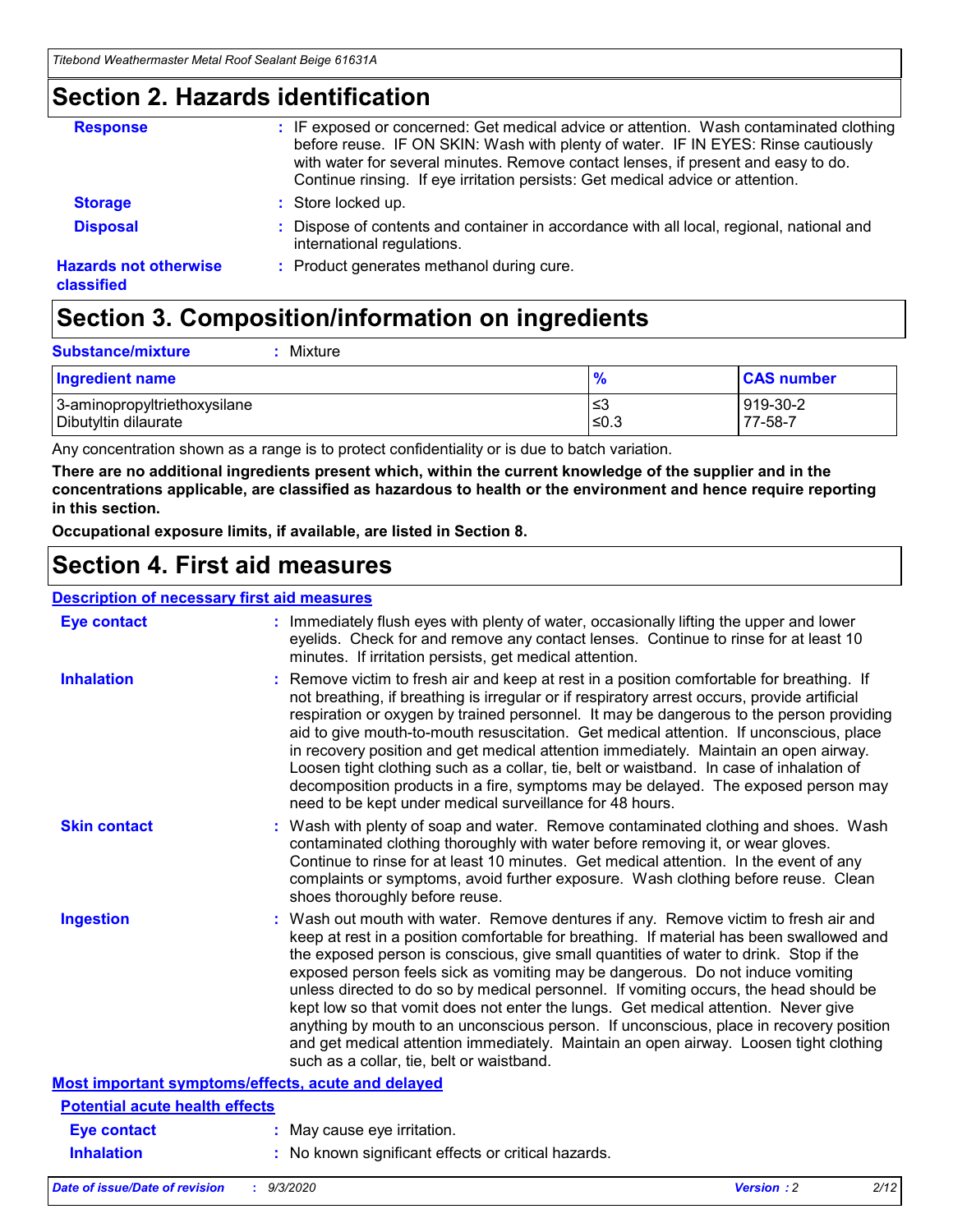## Section 2. Hazards identification

**Response** : IF exposed or concerned: Get medical advice or attention. Wash contaminated clothing before reuse. IF ON SKIN: Wash with plenty of water. IF IN EYES: Rinse cautiously with water for several minutes. Remove contact lenses, if present and easy to do. Continue rinsing. If eye irritation persists: Get medical advice or attention.

**Storage** : Store locked up.

**Disposal** : Dispose of contents and container in accordance with all local, regional, national and international regulations.

**Hazards not otherwise classified** : Product generates methanol during cure.

## Section 3. Composition/information on ingredients

**Substance/mixture** : Mixture

| Ingredient name | % | CAS number |
|---|---|---|
| 3-aminopropyltriethoxysilane | ≤3 | 919-30-2 |
| Dibutyltin dilaurate | ≤0.3 | 77-58-7 |

Any concentration shown as a range is to protect confidentiality or is due to batch variation.

**There are no additional ingredients present which, within the current knowledge of the supplier and in the concentrations applicable, are classified as hazardous to health or the environment and hence require reporting in this section.**

**Occupational exposure limits, if available, are listed in Section 8.**

## Section 4. First aid measures

### Description of necessary first aid measures

**Eye contact** : Immediately flush eyes with plenty of water, occasionally lifting the upper and lower eyelids. Check for and remove any contact lenses. Continue to rinse for at least 10 minutes. If irritation persists, get medical attention.

**Inhalation** : Remove victim to fresh air and keep at rest in a position comfortable for breathing. If not breathing, if breathing is irregular or if respiratory arrest occurs, provide artificial respiration or oxygen by trained personnel. It may be dangerous to the person providing aid to give mouth-to-mouth resuscitation. Get medical attention. If unconscious, place in recovery position and get medical attention immediately. Maintain an open airway. Loosen tight clothing such as a collar, tie, belt or waistband. In case of inhalation of decomposition products in a fire, symptoms may be delayed. The exposed person may need to be kept under medical surveillance for 48 hours.

**Skin contact** : Wash with plenty of soap and water. Remove contaminated clothing and shoes. Wash contaminated clothing thoroughly with water before removing it, or wear gloves. Continue to rinse for at least 10 minutes. Get medical attention. In the event of any complaints or symptoms, avoid further exposure. Wash clothing before reuse. Clean shoes thoroughly before reuse.

**Ingestion** : Wash out mouth with water. Remove dentures if any. Remove victim to fresh air and keep at rest in a position comfortable for breathing. If material has been swallowed and the exposed person is conscious, give small quantities of water to drink. Stop if the exposed person feels sick as vomiting may be dangerous. Do not induce vomiting unless directed to do so by medical personnel. If vomiting occurs, the head should be kept low so that vomit does not enter the lungs. Get medical attention. Never give anything by mouth to an unconscious person. If unconscious, place in recovery position and get medical attention immediately. Maintain an open airway. Loosen tight clothing such as a collar, tie, belt or waistband.

### Most important symptoms/effects, acute and delayed

#### Potential acute health effects

**Eye contact** : May cause eye irritation.

**Inhalation** : No known significant effects or critical hazards.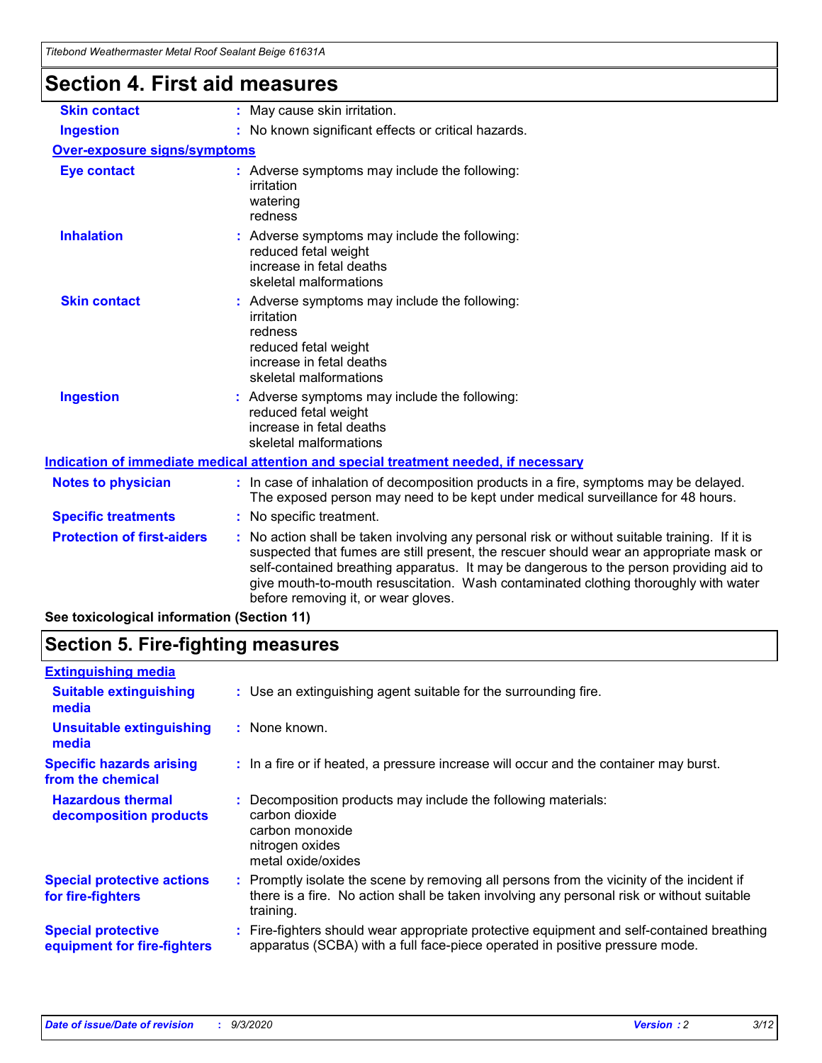# Section 4. First aid measures

**Skin contact** : May cause skin irritation.

**Ingestion** : No known significant effects or critical hazards.

**Over-exposure signs/symptoms**

**Eye contact** : Adverse symptoms may include the following:
irritation
watering
redness

**Inhalation** : Adverse symptoms may include the following:
reduced fetal weight
increase in fetal deaths
skeletal malformations

**Skin contact** : Adverse symptoms may include the following:
irritation
redness
reduced fetal weight
increase in fetal deaths
skeletal malformations

**Ingestion** : Adverse symptoms may include the following:
reduced fetal weight
increase in fetal deaths
skeletal malformations

**Indication of immediate medical attention and special treatment needed, if necessary**

**Notes to physician** : In case of inhalation of decomposition products in a fire, symptoms may be delayed. The exposed person may need to be kept under medical surveillance for 48 hours.

**Specific treatments** : No specific treatment.

**Protection of first-aiders** : No action shall be taken involving any personal risk or without suitable training. If it is suspected that fumes are still present, the rescuer should wear an appropriate mask or self-contained breathing apparatus. It may be dangerous to the person providing aid to give mouth-to-mouth resuscitation. Wash contaminated clothing thoroughly with water before removing it, or wear gloves.

**See toxicological information (Section 11)**

# Section 5. Fire-fighting measures

**Extinguishing media**

**Suitable extinguishing media** : Use an extinguishing agent suitable for the surrounding fire.

**Unsuitable extinguishing media** : None known.

**Specific hazards arising from the chemical** : In a fire or if heated, a pressure increase will occur and the container may burst.

**Hazardous thermal decomposition products** : Decomposition products may include the following materials:
carbon dioxide
carbon monoxide
nitrogen oxides
metal oxide/oxides

**Special protective actions for fire-fighters** : Promptly isolate the scene by removing all persons from the vicinity of the incident if there is a fire. No action shall be taken involving any personal risk or without suitable training.

**Special protective equipment for fire-fighters** : Fire-fighters should wear appropriate protective equipment and self-contained breathing apparatus (SCBA) with a full face-piece operated in positive pressure mode.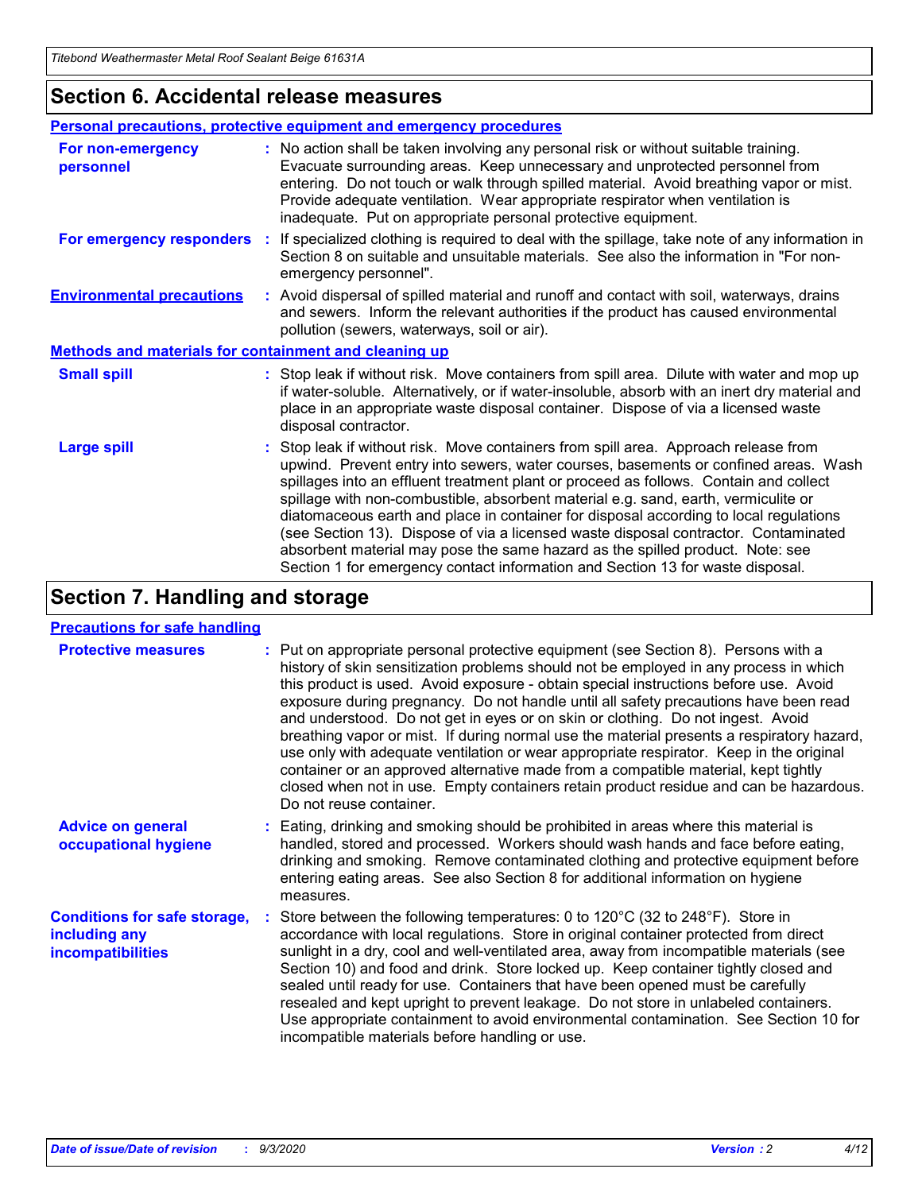## Section 6. Accidental release measures

### Personal precautions, protective equipment and emergency procedures

**For non-emergency personnel** : No action shall be taken involving any personal risk or without suitable training. Evacuate surrounding areas. Keep unnecessary and unprotected personnel from entering. Do not touch or walk through spilled material. Avoid breathing vapor or mist. Provide adequate ventilation. Wear appropriate respirator when ventilation is inadequate. Put on appropriate personal protective equipment.

**For emergency responders** : If specialized clothing is required to deal with the spillage, take note of any information in Section 8 on suitable and unsuitable materials. See also the information in "For non-emergency personnel".

**Environmental precautions** : Avoid dispersal of spilled material and runoff and contact with soil, waterways, drains and sewers. Inform the relevant authorities if the product has caused environmental pollution (sewers, waterways, soil or air).

### Methods and materials for containment and cleaning up

**Small spill** : Stop leak if without risk. Move containers from spill area. Dilute with water and mop up if water-soluble. Alternatively, or if water-insoluble, absorb with an inert dry material and place in an appropriate waste disposal container. Dispose of via a licensed waste disposal contractor.

**Large spill** : Stop leak if without risk. Move containers from spill area. Approach release from upwind. Prevent entry into sewers, water courses, basements or confined areas. Wash spillages into an effluent treatment plant or proceed as follows. Contain and collect spillage with non-combustible, absorbent material e.g. sand, earth, vermiculite or diatomaceous earth and place in container for disposal according to local regulations (see Section 13). Dispose of via a licensed waste disposal contractor. Contaminated absorbent material may pose the same hazard as the spilled product. Note: see Section 1 for emergency contact information and Section 13 for waste disposal.

## Section 7. Handling and storage

### Precautions for safe handling

**Protective measures** : Put on appropriate personal protective equipment (see Section 8). Persons with a history of skin sensitization problems should not be employed in any process in which this product is used. Avoid exposure - obtain special instructions before use. Avoid exposure during pregnancy. Do not handle until all safety precautions have been read and understood. Do not get in eyes or on skin or clothing. Do not ingest. Avoid breathing vapor or mist. If during normal use the material presents a respiratory hazard, use only with adequate ventilation or wear appropriate respirator. Keep in the original container or an approved alternative made from a compatible material, kept tightly closed when not in use. Empty containers retain product residue and can be hazardous. Do not reuse container.

**Advice on general occupational hygiene** : Eating, drinking and smoking should be prohibited in areas where this material is handled, stored and processed. Workers should wash hands and face before eating, drinking and smoking. Remove contaminated clothing and protective equipment before entering eating areas. See also Section 8 for additional information on hygiene measures.

**Conditions for safe storage, including any incompatibilities** : Store between the following temperatures: 0 to 120°C (32 to 248°F). Store in accordance with local regulations. Store in original container protected from direct sunlight in a dry, cool and well-ventilated area, away from incompatible materials (see Section 10) and food and drink. Store locked up. Keep container tightly closed and sealed until ready for use. Containers that have been opened must be carefully resealed and kept upright to prevent leakage. Do not store in unlabeled containers. Use appropriate containment to avoid environmental contamination. See Section 10 for incompatible materials before handling or use.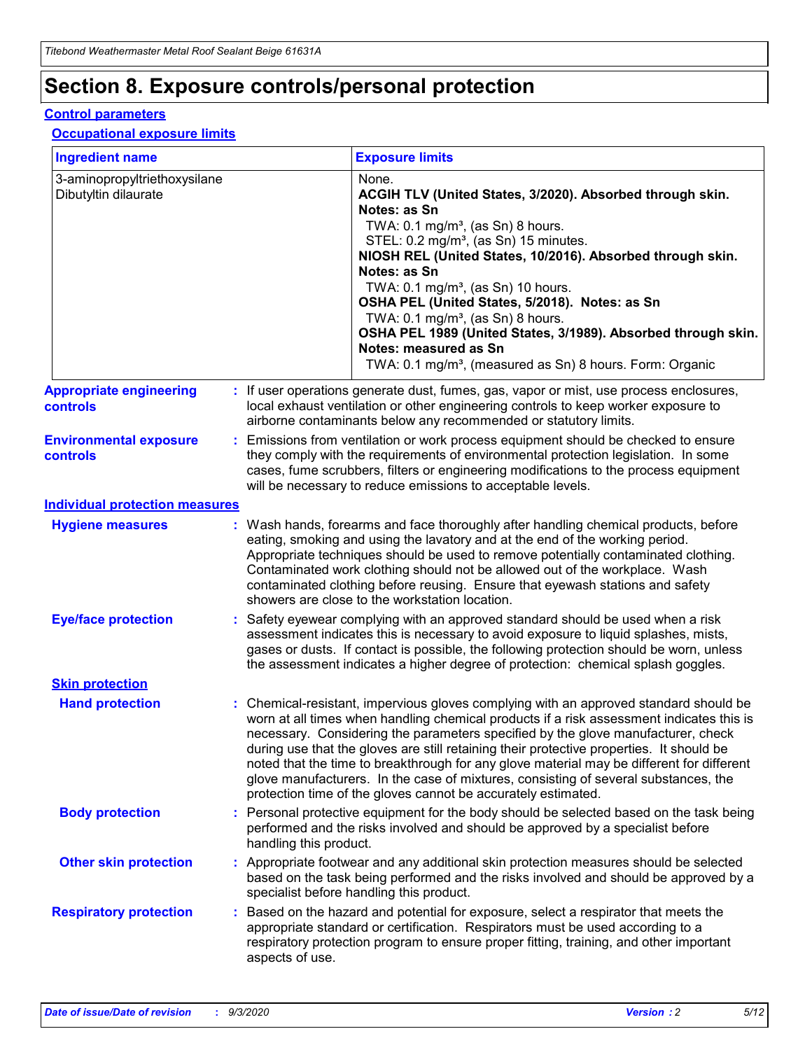# Section 8. Exposure controls/personal protection

## Control parameters

### Occupational exposure limits

| Ingredient name | Exposure limits |
|---|---|
| 3-aminopropyltriethoxysilane<br>Dibutyltin dilaurate | None.<br>**ACGIH TLV (United States, 3/2020). Absorbed through skin. Notes: as Sn**<br>TWA: 0.1 mg/m³, (as Sn) 8 hours.<br>STEL: 0.2 mg/m³, (as Sn) 15 minutes.<br>**NIOSH REL (United States, 10/2016). Absorbed through skin. Notes: as Sn**<br>TWA: 0.1 mg/m³, (as Sn) 10 hours.<br>**OSHA PEL (United States, 5/2018). Notes: as Sn**<br>TWA: 0.1 mg/m³, (as Sn) 8 hours.<br>**OSHA PEL 1989 (United States, 3/1989). Absorbed through skin. Notes: measured as Sn**<br>TWA: 0.1 mg/m³, (measured as Sn) 8 hours. Form: Organic |

**Appropriate engineering controls** : If user operations generate dust, fumes, gas, vapor or mist, use process enclosures, local exhaust ventilation or other engineering controls to keep worker exposure to airborne contaminants below any recommended or statutory limits.

**Environmental exposure controls** : Emissions from ventilation or work process equipment should be checked to ensure they comply with the requirements of environmental protection legislation. In some cases, fume scrubbers, filters or engineering modifications to the process equipment will be necessary to reduce emissions to acceptable levels.

## Individual protection measures

**Hygiene measures** : Wash hands, forearms and face thoroughly after handling chemical products, before eating, smoking and using the lavatory and at the end of the working period. Appropriate techniques should be used to remove potentially contaminated clothing. Contaminated work clothing should not be allowed out of the workplace. Wash contaminated clothing before reusing. Ensure that eyewash stations and safety showers are close to the workstation location.

**Eye/face protection** : Safety eyewear complying with an approved standard should be used when a risk assessment indicates this is necessary to avoid exposure to liquid splashes, mists, gases or dusts. If contact is possible, the following protection should be worn, unless the assessment indicates a higher degree of protection: chemical splash goggles.

### Skin protection

**Hand protection** : Chemical-resistant, impervious gloves complying with an approved standard should be worn at all times when handling chemical products if a risk assessment indicates this is necessary. Considering the parameters specified by the glove manufacturer, check during use that the gloves are still retaining their protective properties. It should be noted that the time to breakthrough for any glove material may be different for different glove manufacturers. In the case of mixtures, consisting of several substances, the protection time of the gloves cannot be accurately estimated.

**Body protection** : Personal protective equipment for the body should be selected based on the task being performed and the risks involved and should be approved by a specialist before handling this product.

**Other skin protection** : Appropriate footwear and any additional skin protection measures should be selected based on the task being performed and the risks involved and should be approved by a specialist before handling this product.

**Respiratory protection** : Based on the hazard and potential for exposure, select a respirator that meets the appropriate standard or certification. Respirators must be used according to a respiratory protection program to ensure proper fitting, training, and other important aspects of use.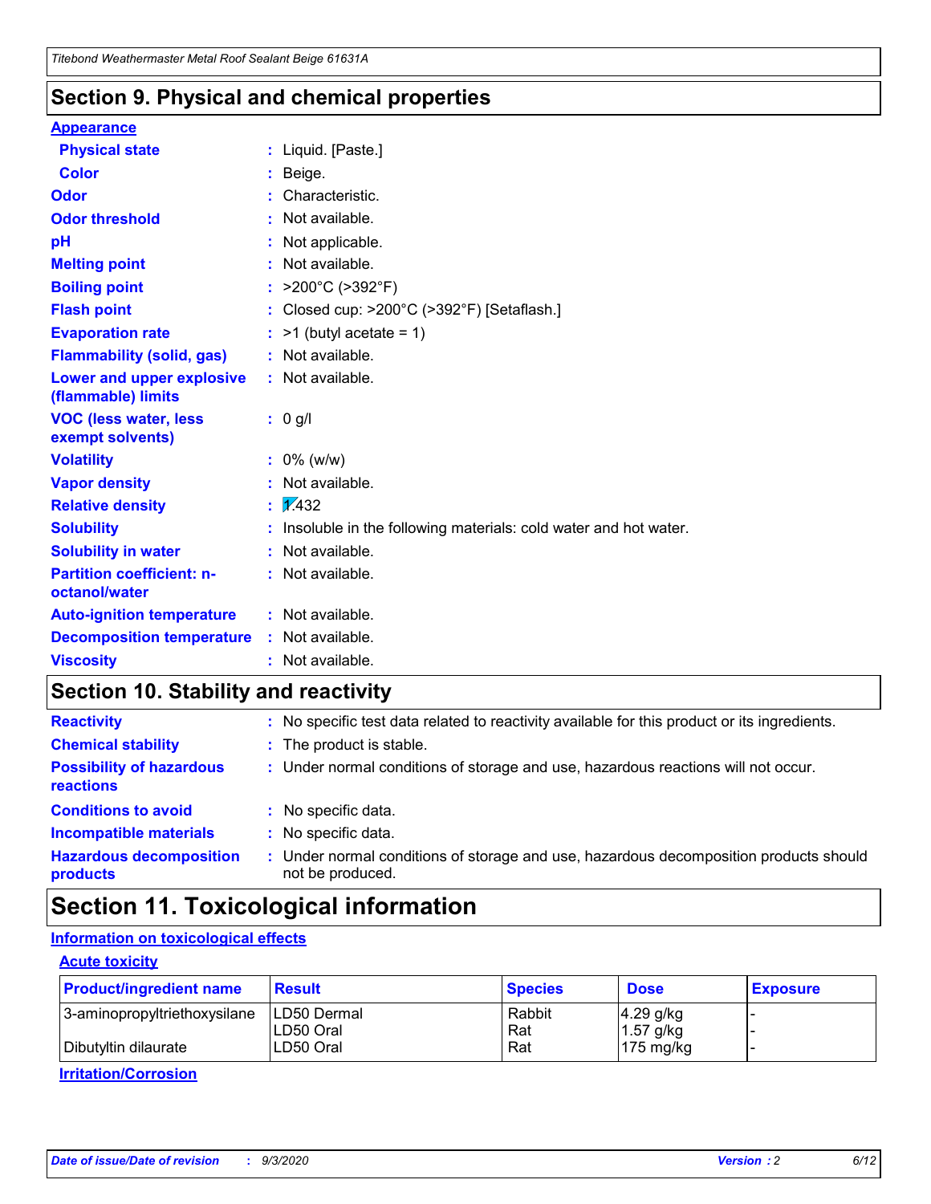## Section 9. Physical and chemical properties

**Appearance**

| | |
|---|---|
| **Physical state** | : Liquid. [Paste.] |
| **Color** | : Beige. |
| **Odor** | : Characteristic. |
| **Odor threshold** | : Not available. |
| **pH** | : Not applicable. |
| **Melting point** | : Not available. |
| **Boiling point** | : >200°C (>392°F) |
| **Flash point** | : Closed cup: >200°C (>392°F) [Setaflash.] |
| **Evaporation rate** | : >1 (butyl acetate = 1) |
| **Flammability (solid, gas)** | : Not available. |
| **Lower and upper explosive (flammable) limits** | : Not available. |
| **VOC (less water, less exempt solvents)** | : 0 g/l |
| **Volatility** | : 0% (w/w) |
| **Vapor density** | : Not available. |
| **Relative density** | : 1.432 |
| **Solubility** | : Insoluble in the following materials: cold water and hot water. |
| **Solubility in water** | : Not available. |
| **Partition coefficient: n-octanol/water** | : Not available. |
| **Auto-ignition temperature** | : Not available. |
| **Decomposition temperature** | : Not available. |
| **Viscosity** | : Not available. |

## Section 10. Stability and reactivity

| | |
|---|---|
| **Reactivity** | : No specific test data related to reactivity available for this product or its ingredients. |
| **Chemical stability** | : The product is stable. |
| **Possibility of hazardous reactions** | : Under normal conditions of storage and use, hazardous reactions will not occur. |
| **Conditions to avoid** | : No specific data. |
| **Incompatible materials** | : No specific data. |
| **Hazardous decomposition products** | : Under normal conditions of storage and use, hazardous decomposition products should not be produced. |

## Section 11. Toxicological information

**Information on toxicological effects**

**Acute toxicity**

| Product/ingredient name | Result | Species | Dose | Exposure |
|---|---|---|---|---|
| 3-aminopropyltriethoxysilane | LD50 Dermal | Rabbit | 4.29 g/kg | - |
| | LD50 Oral | Rat | 1.57 g/kg | - |
| Dibutyltin dilaurate | LD50 Oral | Rat | 175 mg/kg | - |

**Irritation/Corrosion**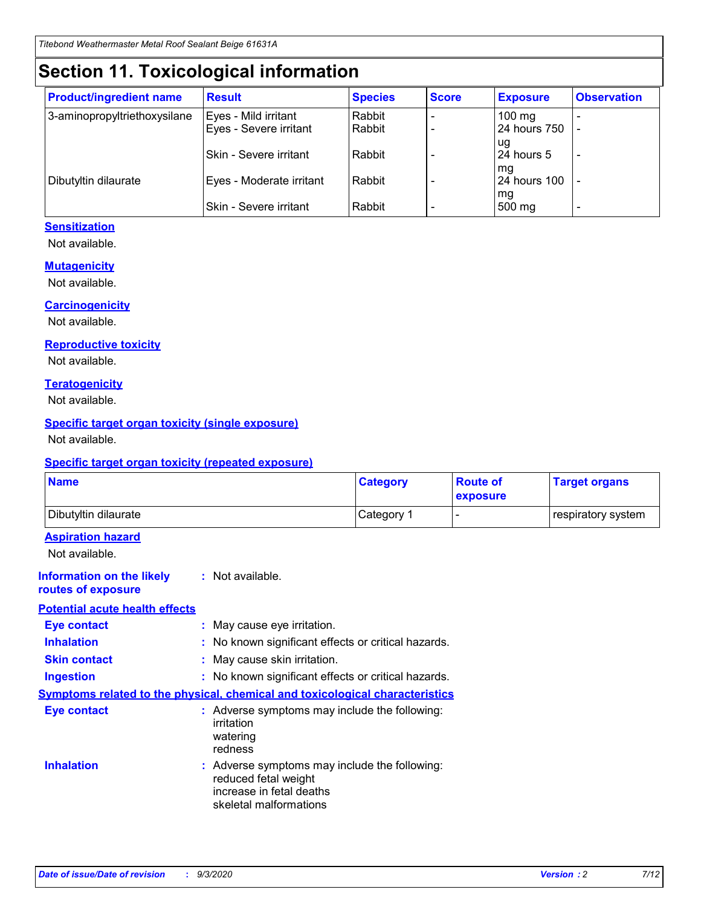# Section 11. Toxicological information

| Product/ingredient name | Result | Species | Score | Exposure | Observation |
|---|---|---|---|---|---|
| 3-aminopropyltriethoxysilane | Eyes - Mild irritant | Rabbit | - | 100 mg | - |
| | Eyes - Severe irritant | Rabbit | - | 24 hours 750 ug | - |
| | Skin - Severe irritant | Rabbit | - | 24 hours 5 mg | - |
| Dibutyltin dilaurate | Eyes - Moderate irritant | Rabbit | - | 24 hours 100 mg | - |
| | Skin - Severe irritant | Rabbit | - | 500 mg | - |

### Sensitization

Not available.

### Mutagenicity

Not available.

### Carcinogenicity

Not available.

### Reproductive toxicity

Not available.

### Teratogenicity

Not available.

### Specific target organ toxicity (single exposure)

Not available.

### Specific target organ toxicity (repeated exposure)

| Name | Category | Route of exposure | Target organs |
|---|---|---|---|
| Dibutyltin dilaurate | Category 1 | - | respiratory system |

### Aspiration hazard

Not available.

**Information on the likely routes of exposure** : Not available.

### Potential acute health effects

**Eye contact** : May cause eye irritation.

**Inhalation** : No known significant effects or critical hazards.

**Skin contact** : May cause skin irritation.

**Ingestion** : No known significant effects or critical hazards.

### Symptoms related to the physical, chemical and toxicological characteristics

**Eye contact** : Adverse symptoms may include the following:
irritation
watering
redness

**Inhalation** : Adverse symptoms may include the following:
reduced fetal weight
increase in fetal deaths
skeletal malformations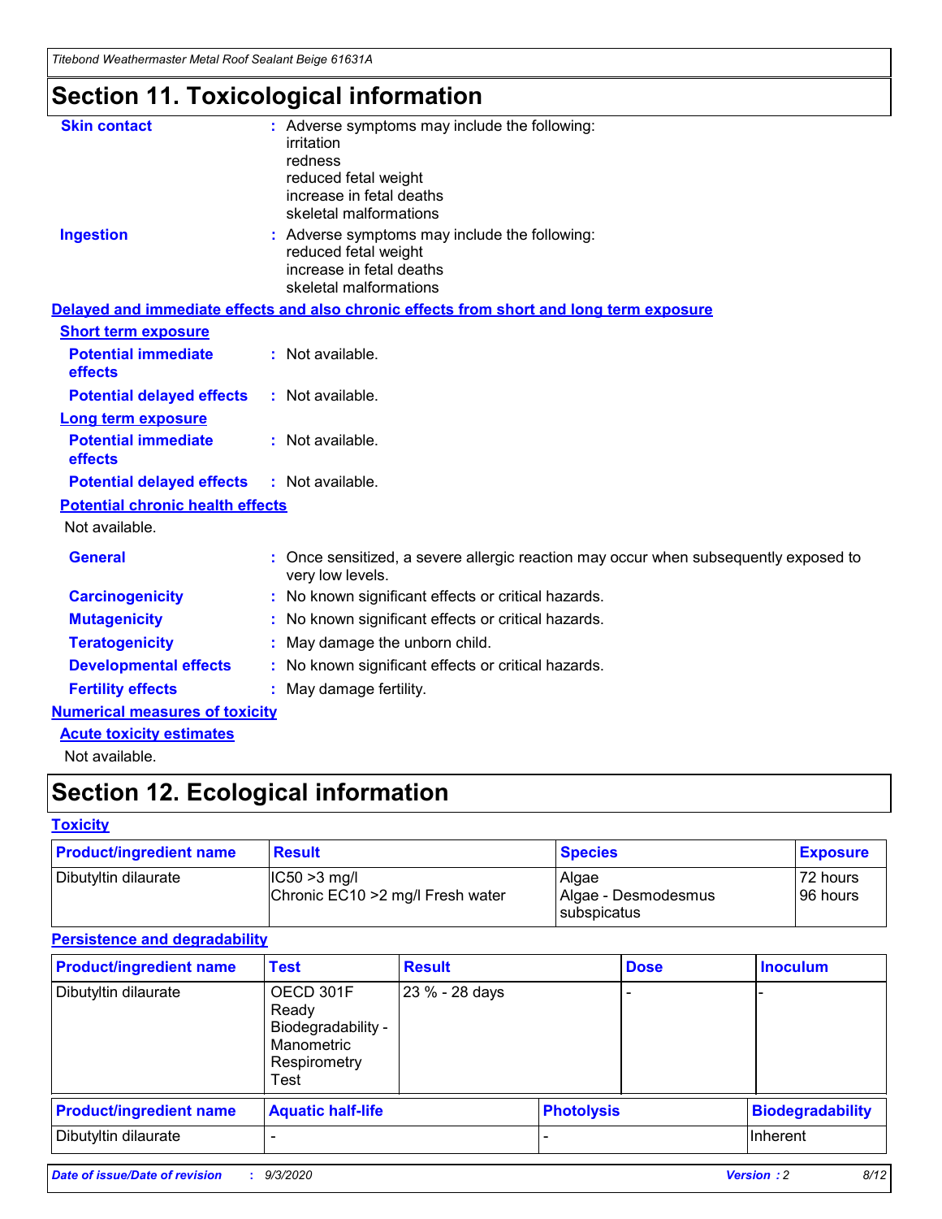# Section 11. Toxicological information

**Skin contact** : Adverse symptoms may include the following:
irritation
redness
reduced fetal weight
increase in fetal deaths
skeletal malformations

**Ingestion** : Adverse symptoms may include the following:
reduced fetal weight
increase in fetal deaths
skeletal malformations

**Delayed and immediate effects and also chronic effects from short and long term exposure**

**Short term exposure**

**Potential immediate effects** : Not available.

**Potential delayed effects** : Not available.

**Long term exposure**

**Potential immediate effects** : Not available.

**Potential delayed effects** : Not available.

**Potential chronic health effects**

Not available.

**General** : Once sensitized, a severe allergic reaction may occur when subsequently exposed to very low levels.

**Carcinogenicity** : No known significant effects or critical hazards.

**Mutagenicity** : No known significant effects or critical hazards.

**Teratogenicity** : May damage the unborn child.

**Developmental effects** : No known significant effects or critical hazards.

**Fertility effects** : May damage fertility.

**Numerical measures of toxicity**

**Acute toxicity estimates**

Not available.

# Section 12. Ecological information

**Toxicity**

| Product/ingredient name | Result | Species | Exposure |
|---|---|---|---|
| Dibutyltin dilaurate | IC50 >3 mg/l<br>Chronic EC10 >2 mg/l Fresh water | Algae<br>Algae - Desmodesmus subspicatus | 72 hours<br>96 hours |

**Persistence and degradability**

| Product/ingredient name | Test | Result | Dose | Inoculum |
|---|---|---|---|---|
| Dibutyltin dilaurate | OECD 301F Ready Biodegradability - Manometric Respirometry Test | 23 % - 28 days | - | - |

| Product/ingredient name | Aquatic half-life | Photolysis | Biodegradability |
|---|---|---|---|
| Dibutyltin dilaurate | - | - | Inherent |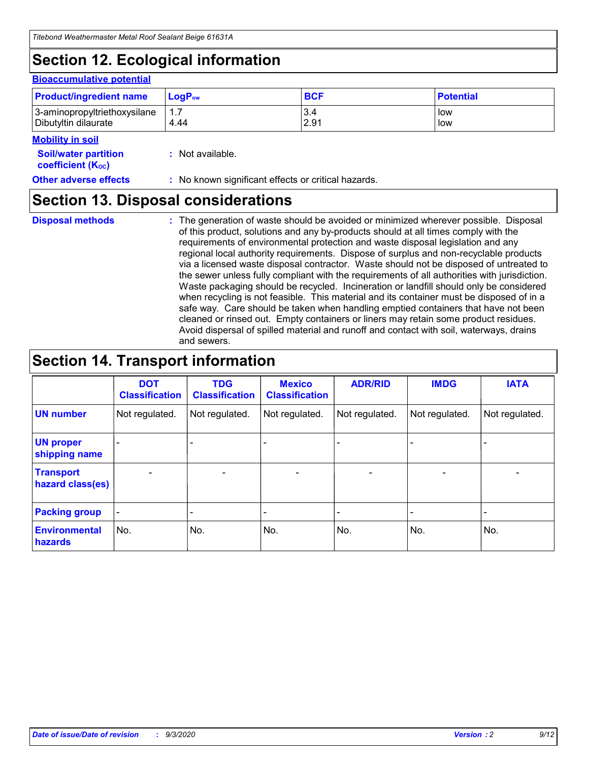## Section 12. Ecological information

**Bioaccumulative potential**

| Product/ingredient name | $LogP_{ow}$ | BCF | Potential |
|---|---|---|---|
| 3-aminopropyltriethoxysilane | 1.7 | 3.4 | low |
| Dibutyltin dilaurate | 4.44 | 2.91 | low |

**Mobility in soil**

**Soil/water partition coefficient ($K_{OC}$)** : Not available.

**Other adverse effects** : No known significant effects or critical hazards.

## Section 13. Disposal considerations

**Disposal methods** : The generation of waste should be avoided or minimized wherever possible. Disposal of this product, solutions and any by-products should at all times comply with the requirements of environmental protection and waste disposal legislation and any regional local authority requirements. Dispose of surplus and non-recyclable products via a licensed waste disposal contractor. Waste should not be disposed of untreated to the sewer unless fully compliant with the requirements of all authorities with jurisdiction. Waste packaging should be recycled. Incineration or landfill should only be considered when recycling is not feasible. This material and its container must be disposed of in a safe way. Care should be taken when handling emptied containers that have not been cleaned or rinsed out. Empty containers or liners may retain some product residues. Avoid dispersal of spilled material and runoff and contact with soil, waterways, drains and sewers.

## Section 14. Transport information

| | DOT Classification | TDG Classification | Mexico Classification | ADR/RID | IMDG | IATA |
|---|---|---|---|---|---|---|
| UN number | Not regulated. | Not regulated. | Not regulated. | Not regulated. | Not regulated. | Not regulated. |
| UN proper shipping name | - | - | - | - | - | - |
| Transport hazard class(es) | - | - | - | - | - | - |
| Packing group | - | - | - | - | - | - |
| Environmental hazards | No. | No. | No. | No. | No. | No. |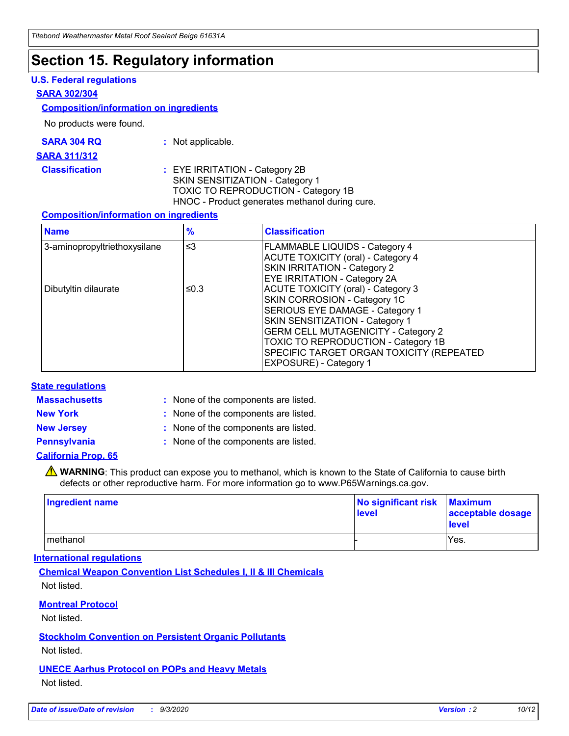# Section 15. Regulatory information

## U.S. Federal regulations

### SARA 302/304

#### Composition/information on ingredients

No products were found.

**SARA 304 RQ** : Not applicable.

### SARA 311/312

**Classification** : EYE IRRITATION - Category 2B
SKIN SENSITIZATION - Category 1
TOXIC TO REPRODUCTION - Category 1B
HNOC - Product generates methanol during cure.

#### Composition/information on ingredients

| Name | % | Classification |
|---|---|---|
| 3-aminopropyltriethoxysilane | ≤3 | FLAMMABLE LIQUIDS - Category 4<br>ACUTE TOXICITY (oral) - Category 4<br>SKIN IRRITATION - Category 2<br>EYE IRRITATION - Category 2A |
| Dibutyltin dilaurate | ≤0.3 | ACUTE TOXICITY (oral) - Category 3<br>SKIN CORROSION - Category 1C<br>SERIOUS EYE DAMAGE - Category 1<br>SKIN SENSITIZATION - Category 1<br>GERM CELL MUTAGENICITY - Category 2<br>TOXIC TO REPRODUCTION - Category 1B<br>SPECIFIC TARGET ORGAN TOXICITY (REPEATED EXPOSURE) - Category 1 |

## State regulations

**Massachusetts** : None of the components are listed.

**New York** : None of the components are listed.

**New Jersey** : None of the components are listed.

**Pennsylvania** : None of the components are listed.

### California Prop. 65

⚠ **WARNING**: This product can expose you to methanol, which is known to the State of California to cause birth defects or other reproductive harm. For more information go to www.P65Warnings.ca.gov.

| Ingredient name | No significant risk level | Maximum acceptable dosage level |
|---|---|---|
| methanol | - | Yes. |

## International regulations

### Chemical Weapon Convention List Schedules I, II & III Chemicals

Not listed.

### Montreal Protocol

Not listed.

### Stockholm Convention on Persistent Organic Pollutants

Not listed.

### UNECE Aarhus Protocol on POPs and Heavy Metals

Not listed.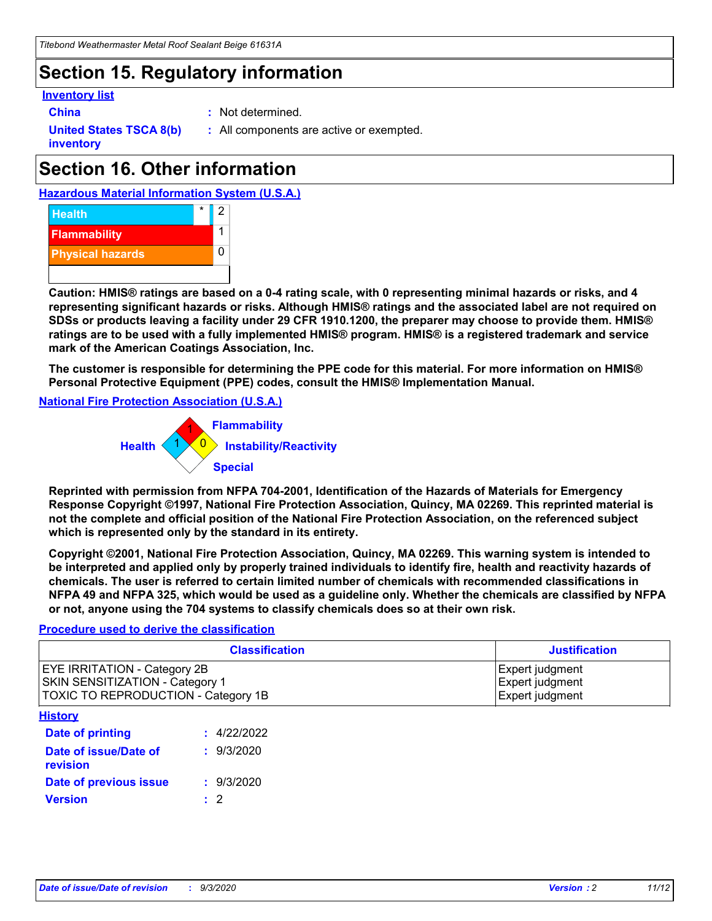# Section 15. Regulatory information

**Inventory list**

**China** : Not determined.

**United States TSCA 8(b) inventory** : All components are active or exempted.

# Section 16. Other information

**Hazardous Material Information System (U.S.A.)**

| | | |
|---|---|---|
| Health | * | 2 |
| Flammability | | 1 |
| Physical hazards | | 0 |

**Caution: HMIS® ratings are based on a 0-4 rating scale, with 0 representing minimal hazards or risks, and 4 representing significant hazards or risks. Although HMIS® ratings and the associated label are not required on SDSs or products leaving a facility under 29 CFR 1910.1200, the preparer may choose to provide them. HMIS® ratings are to be used with a fully implemented HMIS® program. HMIS® is a registered trademark and service mark of the American Coatings Association, Inc.**

**The customer is responsible for determining the PPE code for this material. For more information on HMIS® Personal Protective Equipment (PPE) codes, consult the HMIS® Implementation Manual.**

**National Fire Protection Association (U.S.A.)**

Flammability: 1
Health: 1
Instability/Reactivity: 0
Special:

**Reprinted with permission from NFPA 704-2001, Identification of the Hazards of Materials for Emergency Response Copyright ©1997, National Fire Protection Association, Quincy, MA 02269. This reprinted material is not the complete and official position of the National Fire Protection Association, on the referenced subject which is represented only by the standard in its entirety.**

**Copyright ©2001, National Fire Protection Association, Quincy, MA 02269. This warning system is intended to be interpreted and applied only by properly trained individuals to identify fire, health and reactivity hazards of chemicals. The user is referred to certain limited number of chemicals with recommended classifications in NFPA 49 and NFPA 325, which would be used as a guideline only. Whether the chemicals are classified by NFPA or not, anyone using the 704 systems to classify chemicals does so at their own risk.**

**Procedure used to derive the classification**

| Classification | Justification |
|---|---|
| EYE IRRITATION - Category 2B | Expert judgment |
| SKIN SENSITIZATION - Category 1 | Expert judgment |
| TOXIC TO REPRODUCTION - Category 1B | Expert judgment |

**History**

**Date of printing** : 4/22/2022

**Date of issue/Date of revision** : 9/3/2020

**Date of previous issue** : 9/3/2020

**Version** : 2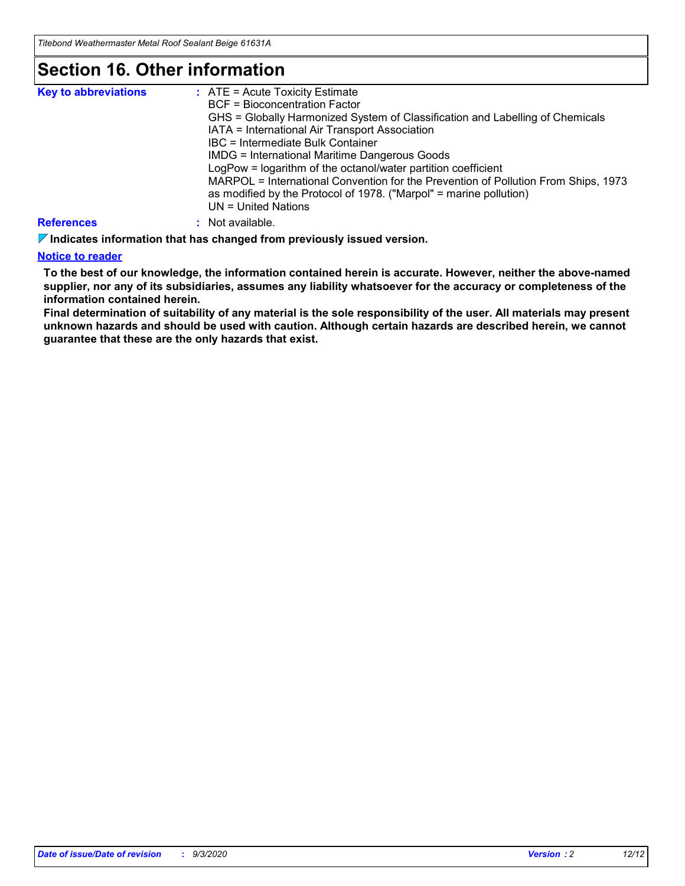# Section 16. Other information

**Key to abbreviations** : ATE = Acute Toxicity Estimate
BCF = Bioconcentration Factor
GHS = Globally Harmonized System of Classification and Labelling of Chemicals
IATA = International Air Transport Association
IBC = Intermediate Bulk Container
IMDG = International Maritime Dangerous Goods
LogPow = logarithm of the octanol/water partition coefficient
MARPOL = International Convention for the Prevention of Pollution From Ships, 1973 as modified by the Protocol of 1978. ("Marpol" = marine pollution)
UN = United Nations

**References** : Not available.

**Indicates information that has changed from previously issued version.**

**Notice to reader**

**To the best of our knowledge, the information contained herein is accurate. However, neither the above-named supplier, nor any of its subsidiaries, assumes any liability whatsoever for the accuracy or completeness of the information contained herein.**

**Final determination of suitability of any material is the sole responsibility of the user. All materials may present unknown hazards and should be used with caution. Although certain hazards are described herein, we cannot guarantee that these are the only hazards that exist.**